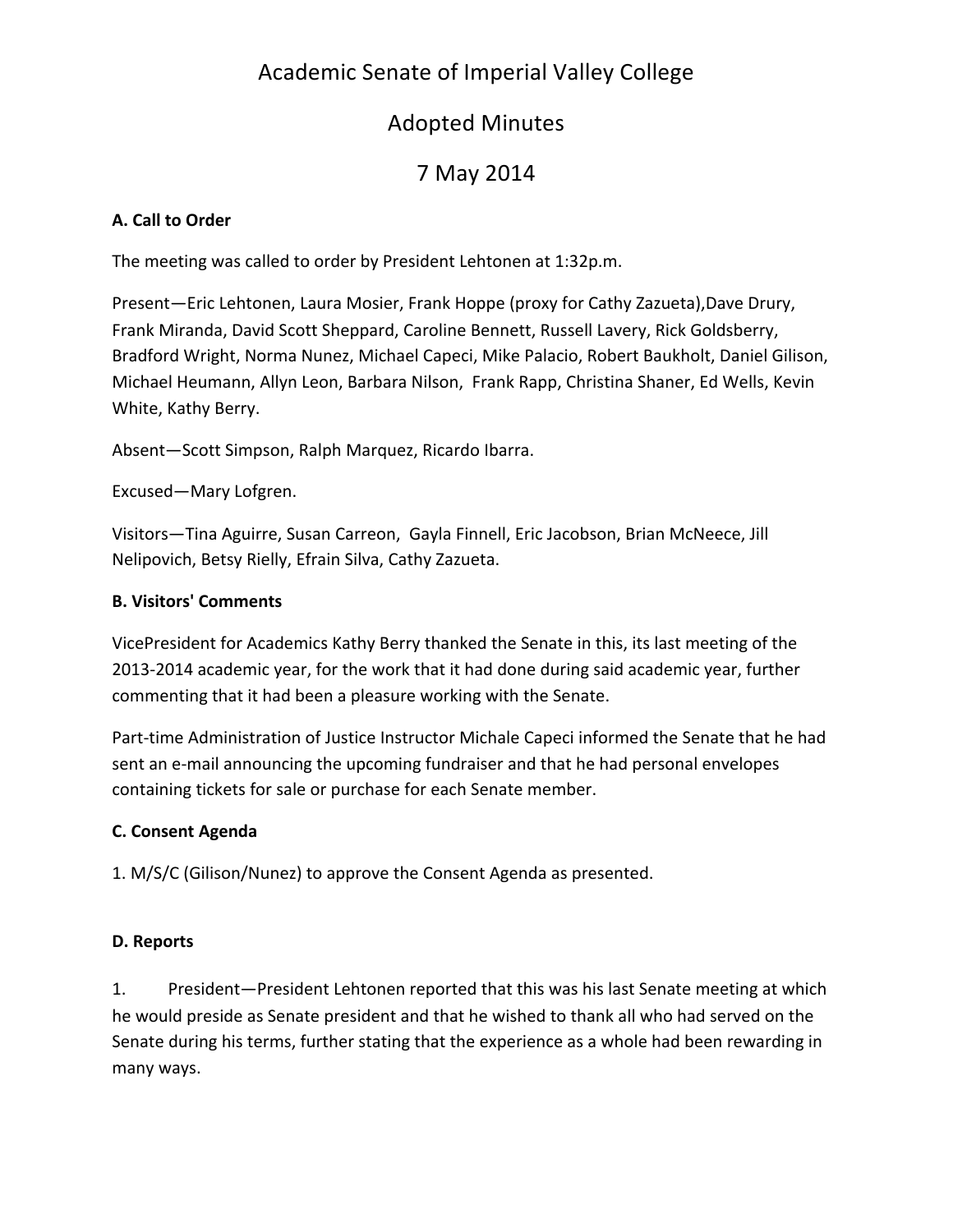# Academic Senate of Imperial Valley College

## Adopted Minutes

## 7 May 2014

### A. Call to Order

The meeting was called to order by President Lehtonen at 1:32p.m.

Present—Eric Lehtonen, Laura Mosier, Frank Hoppe (proxy for Cathy Zazueta),Dave Drury, Frank Miranda, David Scott Sheppard, Caroline Bennett, Russell Lavery, Rick Goldsberry, Bradford Wright, Norma Nunez, Michael Capeci, Mike Palacio, Robert Baukholt, Daniel Gilison, Michael Heumann, Allyn Leon, Barbara Nilson, Frank Rapp, Christina Shaner, Ed Wells, Kevin White, Kathy Berry.

Absent—Scott Simpson, Ralph Marquez, Ricardo Ibarra.

Excused—Mary Lofgren.

Visitors—Tina Aguirre, Susan Carreon, Gayla Finnell, Eric Jacobson, Brian McNeece, Jill Nelipovich, Betsy Rielly, Efrain Silva, Cathy Zazueta.

### B. Visitors' Comments

VicePresident for Academics Kathy Berry thanked the Senate in this, its last meeting of the 2013-2014 academic year, for the work that it had done during said academic year, further commenting that it had been a pleasure working with the Senate.

Part-time Administration of Justice Instructor Michale Capeci informed the Senate that he had sent an e-mail announcing the upcoming fundraiser and that he had personal envelopes containing tickets for sale or purchase for each Senate member.

### C. Consent Agenda

1. M/S/C (Gilison/Nunez) to approve the Consent Agenda as presented.

### D. Reports

1. President—President Lehtonen reported that this was his last Senate meeting at which he would preside as Senate president and that he wished to thank all who had served on the Senate during his terms, further stating that the experience as a whole had been rewarding in many ways.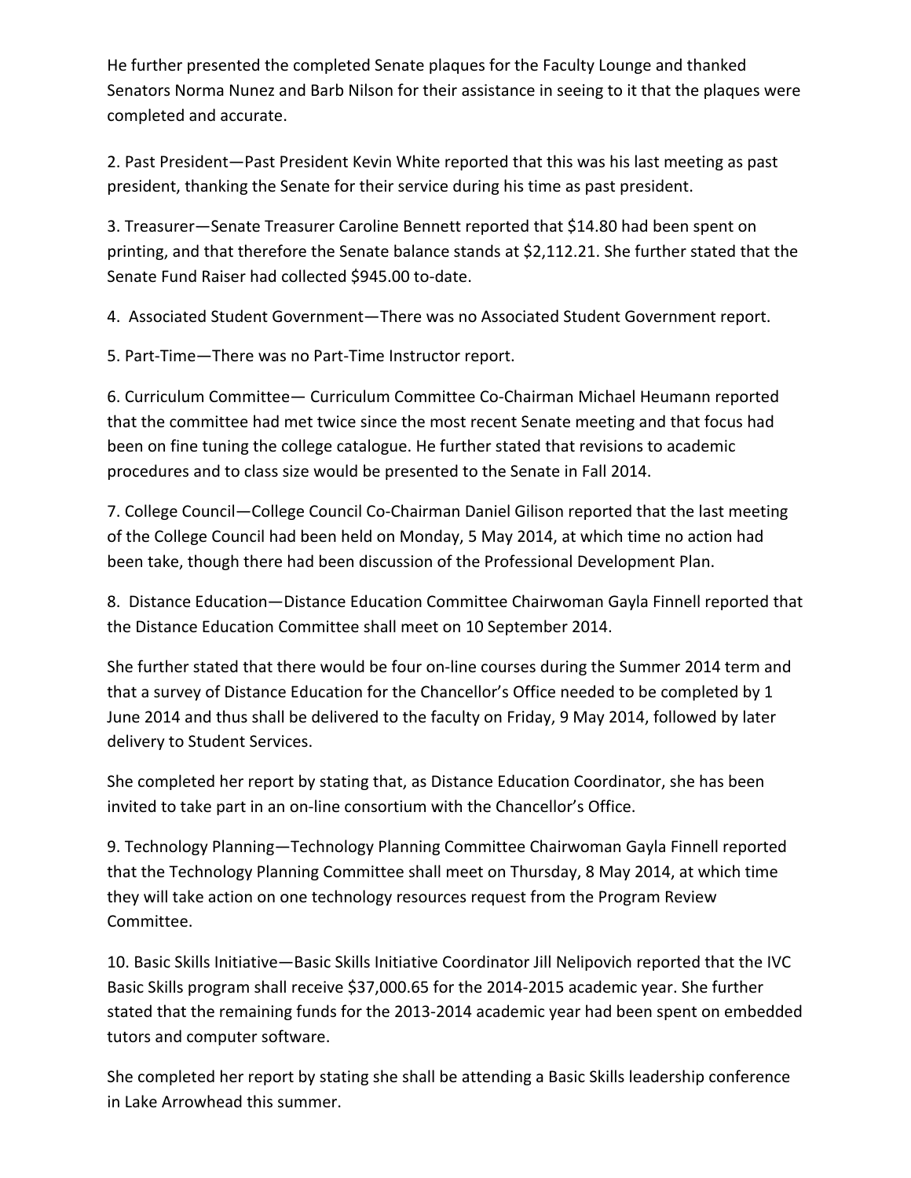He further presented the completed Senate plaques for the Faculty Lounge and thanked Senators Norma Nunez and Barb Nilson for their assistance in seeing to it that the plaques were completed and accurate.

2. Past President—Past President Kevin White reported that this was his last meeting as past president, thanking the Senate for their service during his time as past president.

3. Treasurer—Senate Treasurer Caroline Bennett reported that $14.80 had been spent on printing, and that therefore the Senate balance stands at $2,112.21. She further stated that the Senate Fund Raiser had collected $945.00 to-date.

4. Associated Student Government—There was no Associated Student Government report.

5. Part-Time—There was no Part-Time Instructor report.

6. Curriculum Committee— Curriculum Committee Co-Chairman Michael Heumann reported that the committee had met twice since the most recent Senate meeting and that focus had been on fine tuning the college catalogue. He further stated that revisions to academic procedures and to class size would be presented to the Senate in Fall 2014.

7. College Council—College Council Co-Chairman Daniel Gilison reported that the last meeting of the College Council had been held on Monday, 5 May 2014, at which time no action had been take, though there had been discussion of the Professional Development Plan.

8. Distance Education—Distance Education Committee Chairwoman Gayla Finnell reported that the Distance Education Committee shall meet on 10 September 2014.

She further stated that there would be four on-line courses during the Summer 2014 term and that a survey of Distance Education for the Chancellor's Office needed to be completed by 1 June 2014 and thus shall be delivered to the faculty on Friday, 9 May 2014, followed by later delivery to Student Services.

She completed her report by stating that, as Distance Education Coordinator, she has been invited to take part in an on-line consortium with the Chancellor's Office.

9. Technology Planning—Technology Planning Committee Chairwoman Gayla Finnell reported that the Technology Planning Committee shall meet on Thursday, 8 May 2014, at which time they will take action on one technology resources request from the Program Review Committee.

10. Basic Skills Initiative—Basic Skills Initiative Coordinator Jill Nelipovich reported that the IVC Basic Skills program shall receive $37,000.65 for the 2014-2015 academic year. She further stated that the remaining funds for the 2013-2014 academic year had been spent on embedded tutors and computer software.

She completed her report by stating she shall be attending a Basic Skills leadership conference in Lake Arrowhead this summer.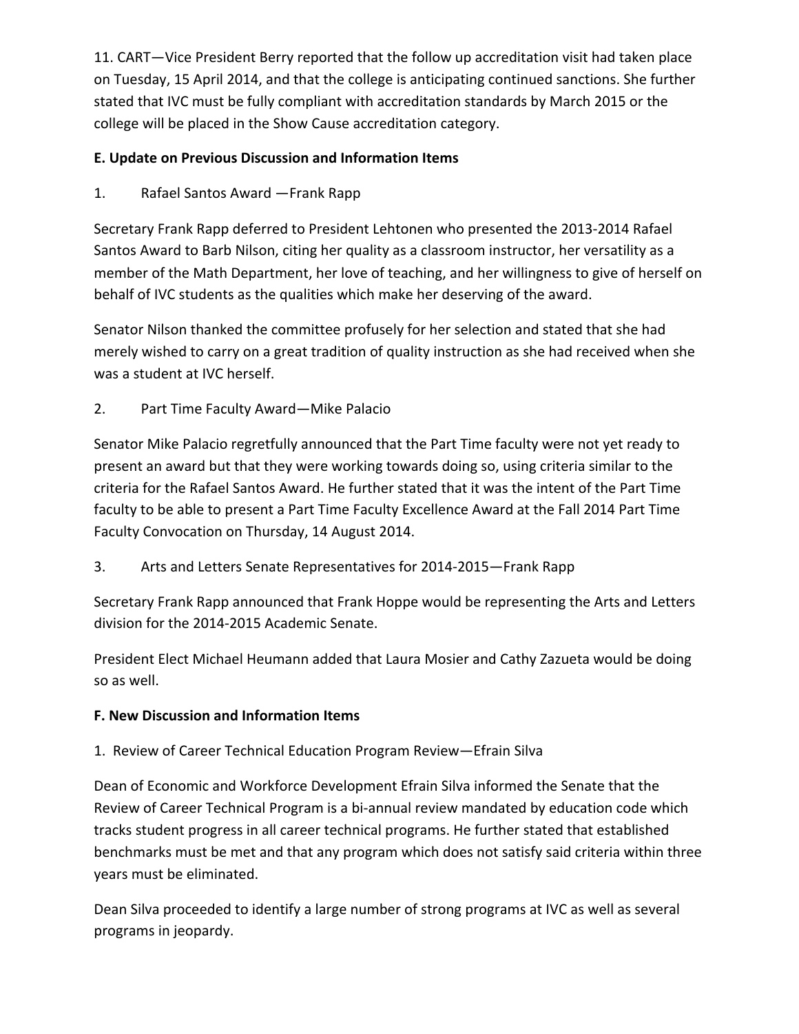11. CART—Vice President Berry reported that the follow up accreditation visit had taken place on Tuesday, 15 April 2014, and that the college is anticipating continued sanctions. She further stated that IVC must be fully compliant with accreditation standards by March 2015 or the college will be placed in the Show Cause accreditation category.

**E. Update on Previous Discussion and Information Items**

1. Rafael Santos Award —Frank Rapp

Secretary Frank Rapp deferred to President Lehtonen who presented the 2013-2014 Rafael Santos Award to Barb Nilson, citing her quality as a classroom instructor, her versatility as a member of the Math Department, her love of teaching, and her willingness to give of herself on behalf of IVC students as the qualities which make her deserving of the award.

Senator Nilson thanked the committee profusely for her selection and stated that she had merely wished to carry on a great tradition of quality instruction as she had received when she was a student at IVC herself.

2. Part Time Faculty Award—Mike Palacio

Senator Mike Palacio regretfully announced that the Part Time faculty were not yet ready to present an award but that they were working towards doing so, using criteria similar to the criteria for the Rafael Santos Award. He further stated that it was the intent of the Part Time faculty to be able to present a Part Time Faculty Excellence Award at the Fall 2014 Part Time Faculty Convocation on Thursday, 14 August 2014.

3. Arts and Letters Senate Representatives for 2014-2015—Frank Rapp

Secretary Frank Rapp announced that Frank Hoppe would be representing the Arts and Letters division for the 2014-2015 Academic Senate.

President Elect Michael Heumann added that Laura Mosier and Cathy Zazueta would be doing so as well.

**F. New Discussion and Information Items**

1. Review of Career Technical Education Program Review—Efrain Silva

Dean of Economic and Workforce Development Efrain Silva informed the Senate that the Review of Career Technical Program is a bi-annual review mandated by education code which tracks student progress in all career technical programs. He further stated that established benchmarks must be met and that any program which does not satisfy said criteria within three years must be eliminated.

Dean Silva proceeded to identify a large number of strong programs at IVC as well as several programs in jeopardy.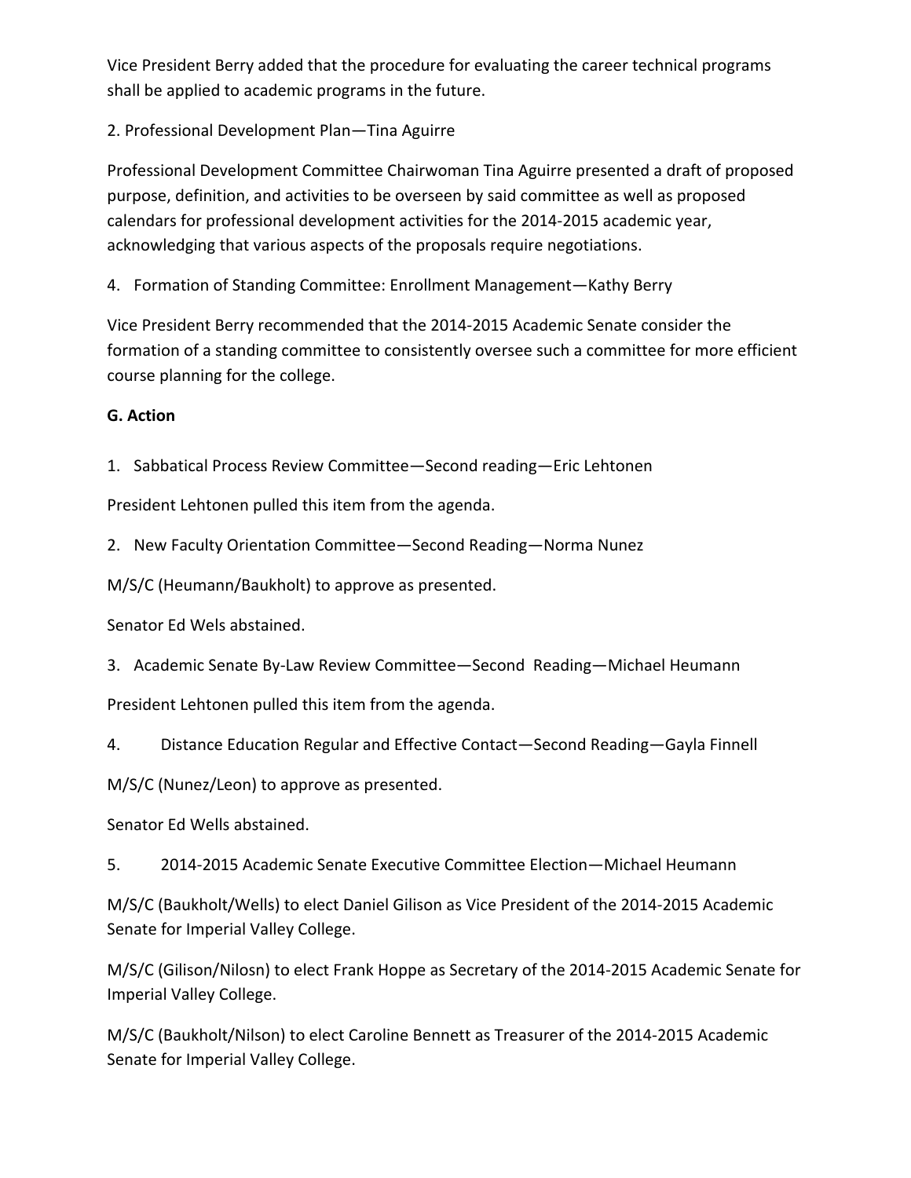Vice President Berry added that the procedure for evaluating the career technical programs shall be applied to academic programs in the future.

2. Professional Development Plan—Tina Aguirre

Professional Development Committee Chairwoman Tina Aguirre presented a draft of proposed purpose, definition, and activities to be overseen by said committee as well as proposed calendars for professional development activities for the 2014-2015 academic year, acknowledging that various aspects of the proposals require negotiations.

4. Formation of Standing Committee: Enrollment Management—Kathy Berry

Vice President Berry recommended that the 2014-2015 Academic Senate consider the formation of a standing committee to consistently oversee such a committee for more efficient course planning for the college.

**G. Action**

1. Sabbatical Process Review Committee—Second reading—Eric Lehtonen

President Lehtonen pulled this item from the agenda.

2. New Faculty Orientation Committee—Second Reading—Norma Nunez

M/S/C (Heumann/Baukholt) to approve as presented.

Senator Ed Wels abstained.

3. Academic Senate By-Law Review Committee—Second Reading—Michael Heumann

President Lehtonen pulled this item from the agenda.

4. Distance Education Regular and Effective Contact—Second Reading—Gayla Finnell

M/S/C (Nunez/Leon) to approve as presented.

Senator Ed Wells abstained.

5. 2014-2015 Academic Senate Executive Committee Election—Michael Heumann

M/S/C (Baukholt/Wells) to elect Daniel Gilison as Vice President of the 2014-2015 Academic Senate for Imperial Valley College.

M/S/C (Gilison/Nilosn) to elect Frank Hoppe as Secretary of the 2014-2015 Academic Senate for Imperial Valley College.

M/S/C (Baukholt/Nilson) to elect Caroline Bennett as Treasurer of the 2014-2015 Academic Senate for Imperial Valley College.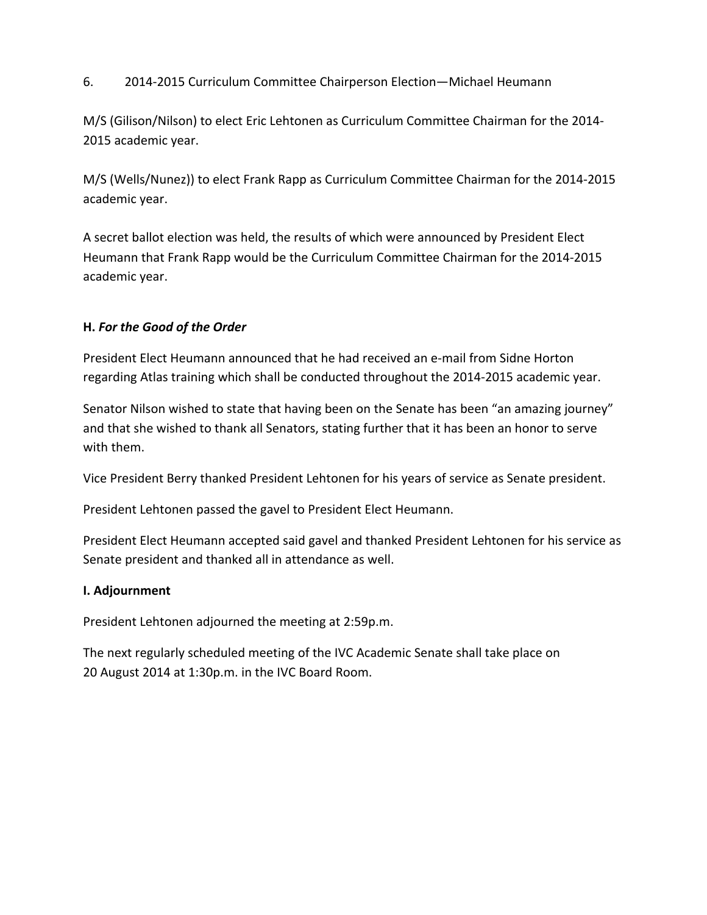6. 2014-2015 Curriculum Committee Chairperson Election—Michael Heumann

M/S (Gilison/Nilson) to elect Eric Lehtonen as Curriculum Committee Chairman for the 2014-2015 academic year.

M/S (Wells/Nunez)) to elect Frank Rapp as Curriculum Committee Chairman for the 2014-2015 academic year.

A secret ballot election was held, the results of which were announced by President Elect Heumann that Frank Rapp would be the Curriculum Committee Chairman for the 2014-2015 academic year.

**H. *For the Good of the Order***

President Elect Heumann announced that he had received an e-mail from Sidne Horton regarding Atlas training which shall be conducted throughout the 2014-2015 academic year.

Senator Nilson wished to state that having been on the Senate has been "an amazing journey" and that she wished to thank all Senators, stating further that it has been an honor to serve with them.

Vice President Berry thanked President Lehtonen for his years of service as Senate president.

President Lehtonen passed the gavel to President Elect Heumann.

President Elect Heumann accepted said gavel and thanked President Lehtonen for his service as Senate president and thanked all in attendance as well.

**I. Adjournment**

President Lehtonen adjourned the meeting at 2:59p.m.

The next regularly scheduled meeting of the IVC Academic Senate shall take place on 20 August 2014 at 1:30p.m. in the IVC Board Room.